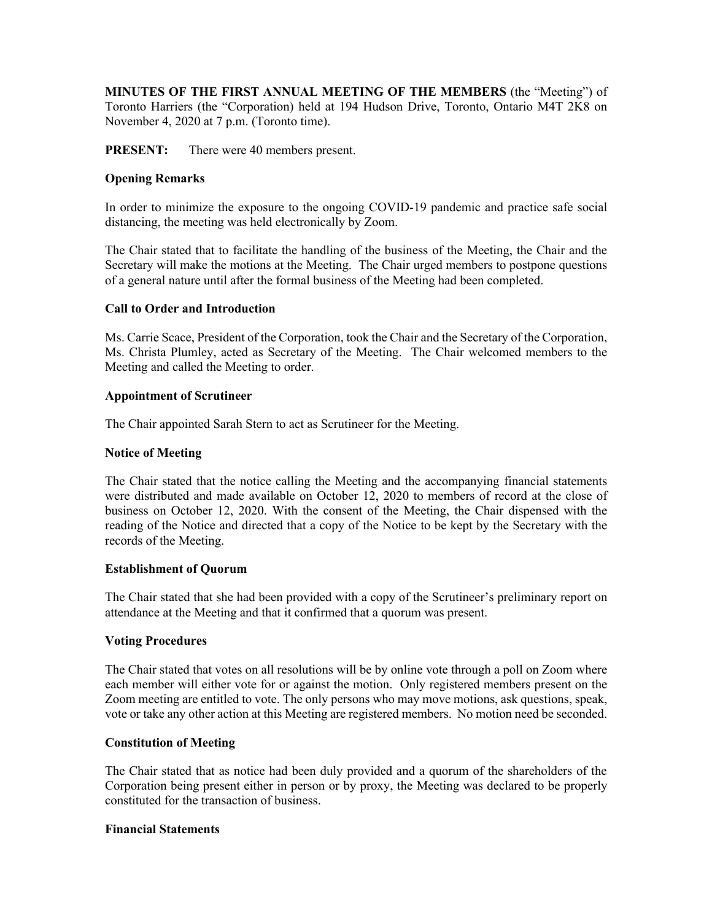**MINUTES OF THE FIRST ANNUAL MEETING OF THE MEMBERS** (the "Meeting") of Toronto Harriers (the "Corporation) held at 194 Hudson Drive, Toronto, Ontario M4T 2K8 on November 4, 2020 at 7 p.m. (Toronto time).

**PRESENT:** There were 40 members present.

**Opening Remarks**

In order to minimize the exposure to the ongoing COVID-19 pandemic and practice safe social distancing, the meeting was held electronically by Zoom.

The Chair stated that to facilitate the handling of the business of the Meeting, the Chair and the Secretary will make the motions at the Meeting. The Chair urged members to postpone questions of a general nature until after the formal business of the Meeting had been completed.

**Call to Order and Introduction**

Ms. Carrie Scace, President of the Corporation, took the Chair and the Secretary of the Corporation, Ms. Christa Plumley, acted as Secretary of the Meeting. The Chair welcomed members to the Meeting and called the Meeting to order.

**Appointment of Scrutineer**

The Chair appointed Sarah Stern to act as Scrutineer for the Meeting.

**Notice of Meeting**

The Chair stated that the notice calling the Meeting and the accompanying financial statements were distributed and made available on October 12, 2020 to members of record at the close of business on October 12, 2020. With the consent of the Meeting, the Chair dispensed with the reading of the Notice and directed that a copy of the Notice to be kept by the Secretary with the records of the Meeting.

**Establishment of Quorum**

The Chair stated that she had been provided with a copy of the Scrutineer's preliminary report on attendance at the Meeting and that it confirmed that a quorum was present.

**Voting Procedures**

The Chair stated that votes on all resolutions will be by online vote through a poll on Zoom where each member will either vote for or against the motion. Only registered members present on the Zoom meeting are entitled to vote. The only persons who may move motions, ask questions, speak, vote or take any other action at this Meeting are registered members. No motion need be seconded.

**Constitution of Meeting**

The Chair stated that as notice had been duly provided and a quorum of the shareholders of the Corporation being present either in person or by proxy, the Meeting was declared to be properly constituted for the transaction of business.

**Financial Statements**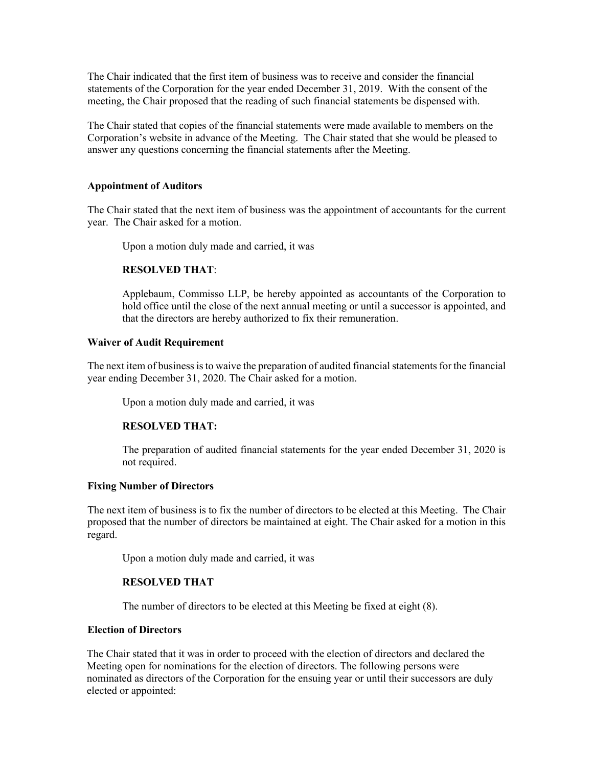The Chair indicated that the first item of business was to receive and consider the financial statements of the Corporation for the year ended December 31, 2019. With the consent of the meeting, the Chair proposed that the reading of such financial statements be dispensed with.

The Chair stated that copies of the financial statements were made available to members on the Corporation's website in advance of the Meeting. The Chair stated that she would be pleased to answer any questions concerning the financial statements after the Meeting.

**Appointment of Auditors**

The Chair stated that the next item of business was the appointment of accountants for the current year. The Chair asked for a motion.

> Upon a motion duly made and carried, it was
>
> **RESOLVED THAT**:
>
> Applebaum, Commisso LLP, be hereby appointed as accountants of the Corporation to hold office until the close of the next annual meeting or until a successor is appointed, and that the directors are hereby authorized to fix their remuneration.

**Waiver of Audit Requirement**

The next item of business is to waive the preparation of audited financial statements for the financial year ending December 31, 2020. The Chair asked for a motion.

> Upon a motion duly made and carried, it was
>
> **RESOLVED THAT:**
>
> The preparation of audited financial statements for the year ended December 31, 2020 is not required.

**Fixing Number of Directors**

The next item of business is to fix the number of directors to be elected at this Meeting. The Chair proposed that the number of directors be maintained at eight. The Chair asked for a motion in this regard.

> Upon a motion duly made and carried, it was
>
> **RESOLVED THAT**
>
> The number of directors to be elected at this Meeting be fixed at eight (8).

**Election of Directors**

The Chair stated that it was in order to proceed with the election of directors and declared the Meeting open for nominations for the election of directors. The following persons were nominated as directors of the Corporation for the ensuing year or until their successors are duly elected or appointed: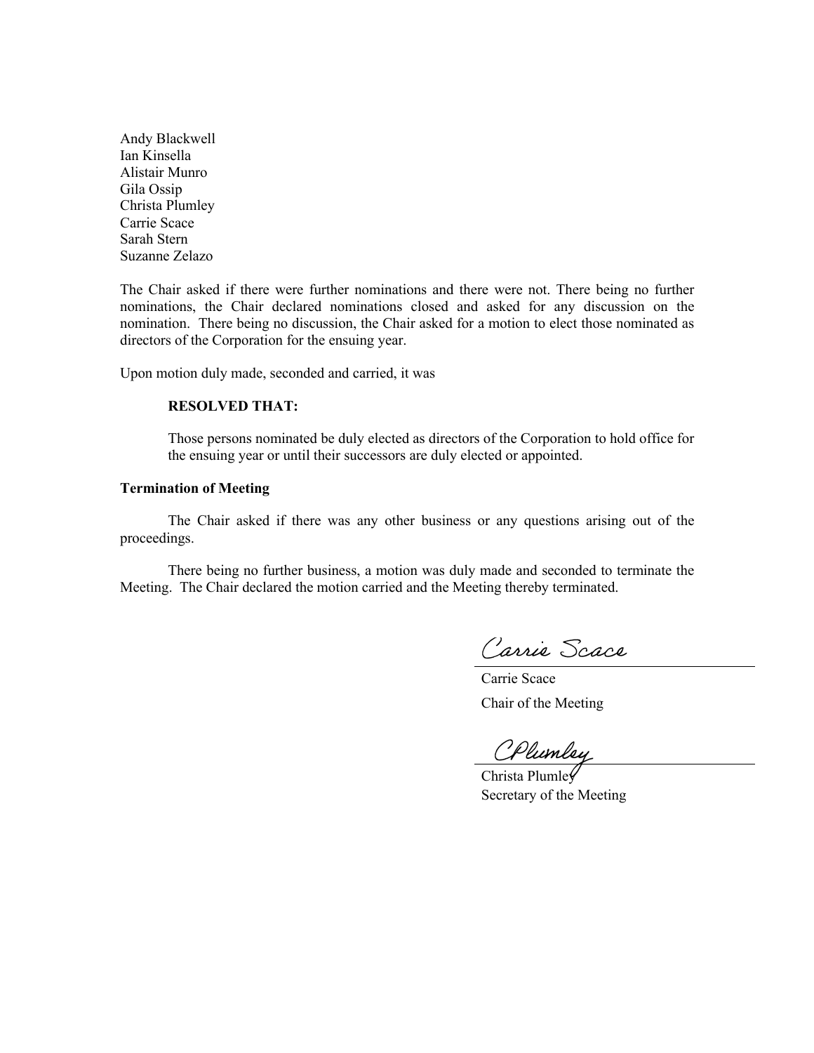Andy Blackwell
Ian Kinsella
Alistair Munro
Gila Ossip
Christa Plumley
Carrie Scace
Sarah Stern
Suzanne Zelazo

The Chair asked if there were further nominations and there were not. There being no further nominations, the Chair declared nominations closed and asked for any discussion on the nomination. There being no discussion, the Chair asked for a motion to elect those nominated as directors of the Corporation for the ensuing year.

Upon motion duly made, seconded and carried, it was

> **RESOLVED THAT:**
>
> Those persons nominated be duly elected as directors of the Corporation to hold office for the ensuing year or until their successors are duly elected or appointed.

**Termination of Meeting**

The Chair asked if there was any other business or any questions arising out of the proceedings.

There being no further business, a motion was duly made and seconded to terminate the Meeting. The Chair declared the motion carried and the Meeting thereby terminated.

Carrie Scace

Carrie Scace
Chair of the Meeting

CPlumley

Christa Plumley
Secretary of the Meeting